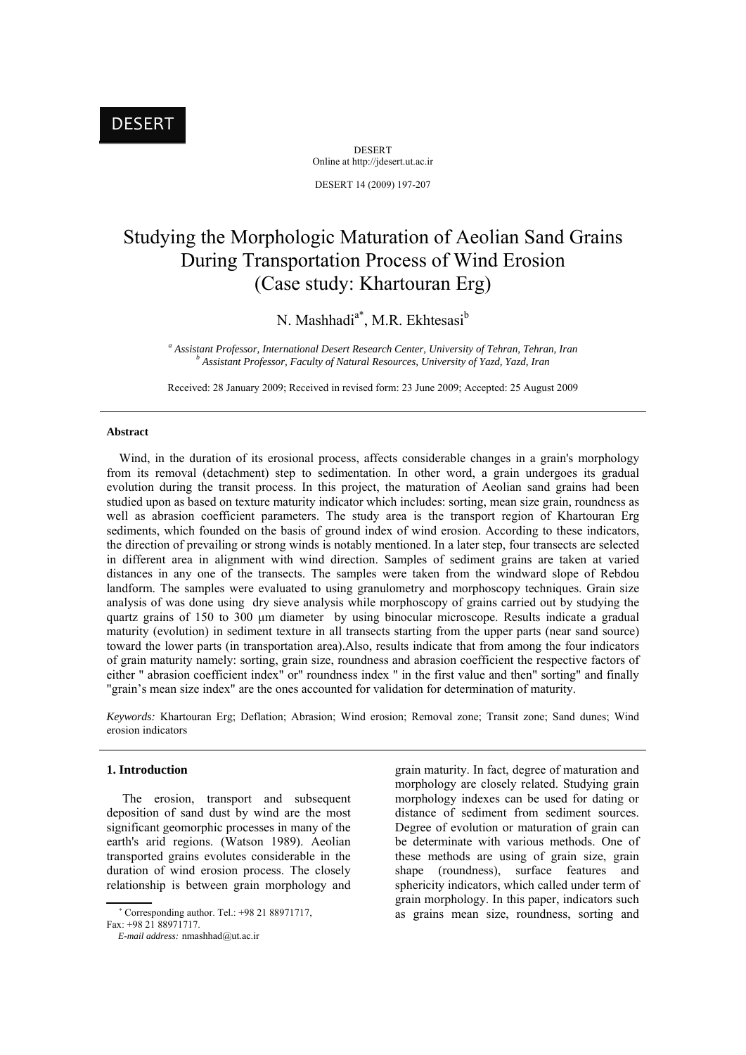# Studying the Morphologic Maturation of Aeolian Sand Grains During Transportation Process of Wind Erosion (Case study: Khartouran Erg)

N. Mashhadi[a*], M.R. Ekhtesasi[b]

[a] *Assistant Professor, International Desert Research Center, University of Tehran, Tehran, Iran*
[b] *Assistant Professor, Faculty of Natural Resources, University of Yazd, Yazd, Iran*

Received: 28 January 2009; Received in revised form: 23 June 2009; Accepted: 25 August 2009

---

### Abstract

Wind, in the duration of its erosional process, affects considerable changes in a grain's morphology from its removal (detachment) step to sedimentation. In other word, a grain undergoes its gradual evolution during the transit process. In this project, the maturation of Aeolian sand grains had been studied upon as based on texture maturity indicator which includes: sorting, mean size grain, roundness as well as abrasion coefficient parameters. The study area is the transport region of Khartouran Erg sediments, which founded on the basis of ground index of wind erosion. According to these indicators, the direction of prevailing or strong winds is notably mentioned. In a later step, four transects are selected in different area in alignment with wind direction. Samples of sediment grains are taken at varied distances in any one of the transects. The samples were taken from the windward slope of Rebdou landform. The samples were evaluated to using granulometry and morphoscopy techniques. Grain size analysis of was done using dry sieve analysis while morphoscopy of grains carried out by studying the quartz grains of 150 to 300 μm diameter by using binocular microscope. Results indicate a gradual maturity (evolution) in sediment texture in all transects starting from the upper parts (near sand source) toward the lower parts (in transportation area).Also, results indicate that from among the four indicators of grain maturity namely: sorting, grain size, roundness and abrasion coefficient the respective factors of either " abrasion coefficient index" or" roundness index " in the first value and then" sorting" and finally "grain's mean size index" are the ones accounted for validation for determination of maturity.

*Keywords:* Khartouran Erg; Deflation; Abrasion; Wind erosion; Removal zone; Transit zone; Sand dunes; Wind erosion indicators

---

## 1. Introduction

The erosion, transport and subsequent deposition of sand dust by wind are the most significant geomorphic processes in many of the earth's arid regions. (Watson 1989). Aeolian transported grains evolutes considerable in the duration of wind erosion process. The closely relationship is between grain morphology and grain maturity. In fact, degree of maturation and morphology are closely related. Studying grain morphology indexes can be used for dating or distance of sediment from sediment sources. Degree of evolution or maturation of grain can be determinate with various methods. One of these methods are using of grain size, grain shape (roundness), surface features and sphericity indicators, which called under term of grain morphology. In this paper, indicators such as grains mean size, roundness, sorting and

---

* Corresponding author. Tel.: +98 21 88971717, Fax: +98 21 88971717.
*E-mail address:* nmashhad@ut.ac.ir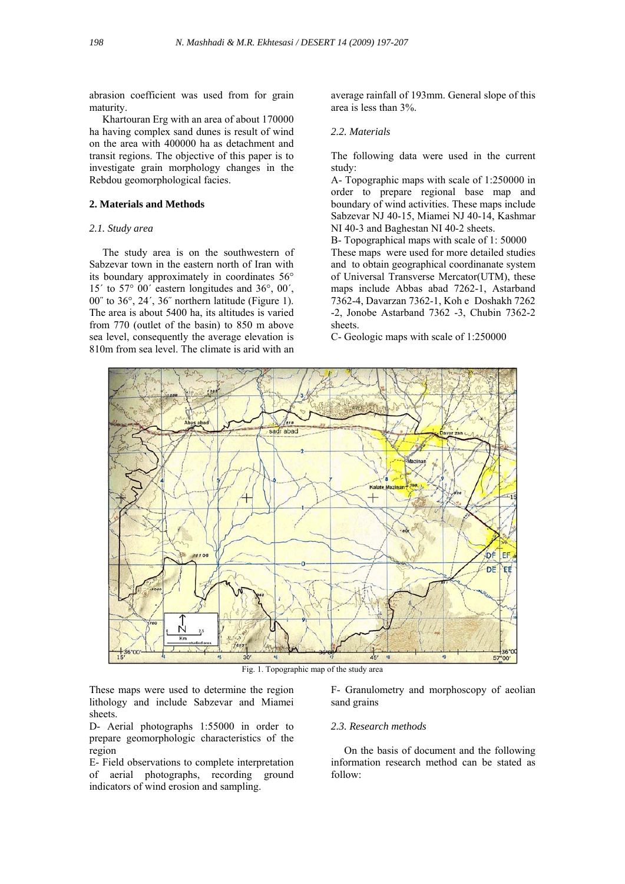abrasion coefficient was used from for grain maturity.

Khartouran Erg with an area of about 170000 ha having complex sand dunes is result of wind on the area with 400000 ha as detachment and transit regions. The objective of this paper is to investigate grain morphology changes in the Rebdou geomorphological facies.

## 2. Materials and Methods

### *2.1. Study area*

The study area is on the southwestern of Sabzevar town in the eastern north of Iran with its boundary approximately in coordinates 56° 15´ to 57° 00´ eastern longitudes and 36°, 00´, 00˝ to 36°, 24´, 36˝ northern latitude (Figure 1). The area is about 5400 ha, its altitudes is varied from 770 (outlet of the basin) to 850 m above sea level, consequently the average elevation is 810m from sea level. The climate is arid with an average rainfall of 193mm. General slope of this area is less than 3%.

### *2.2. Materials*

The following data were used in the current study:

A- Topographic maps with scale of 1:250000 in order to prepare regional base map and boundary of wind activities. These maps include Sabzevar NJ 40-15, Miamei NJ 40-14, Kashmar NI 40-3 and Baghestan NI 40-2 sheets.

B- Topographical maps with scale of 1: 50000 These maps were used for more detailed studies and to obtain geographical coordinanate system of Universal Transverse Mercator(UTM), these maps include Abbas abad 7262-1, Astarband 7362-4, Davarzan 7362-1, Koh e Doshakh 7262 -2, Jonobe Astarband 7362 -3, Chubin 7362-2 sheets.

C- Geologic maps with scale of 1:250000

Fig. 1. Topographic map of the study area

These maps were used to determine the region lithology and include Sabzevar and Miamei sheets.

D- Aerial photographs 1:55000 in order to prepare geomorphologic characteristics of the region

E- Field observations to complete interpretation of aerial photographs, recording ground indicators of wind erosion and sampling.

F- Granulometry and morphoscopy of aeolian sand grains

### *2.3. Research methods*

On the basis of document and the following information research method can be stated as follow: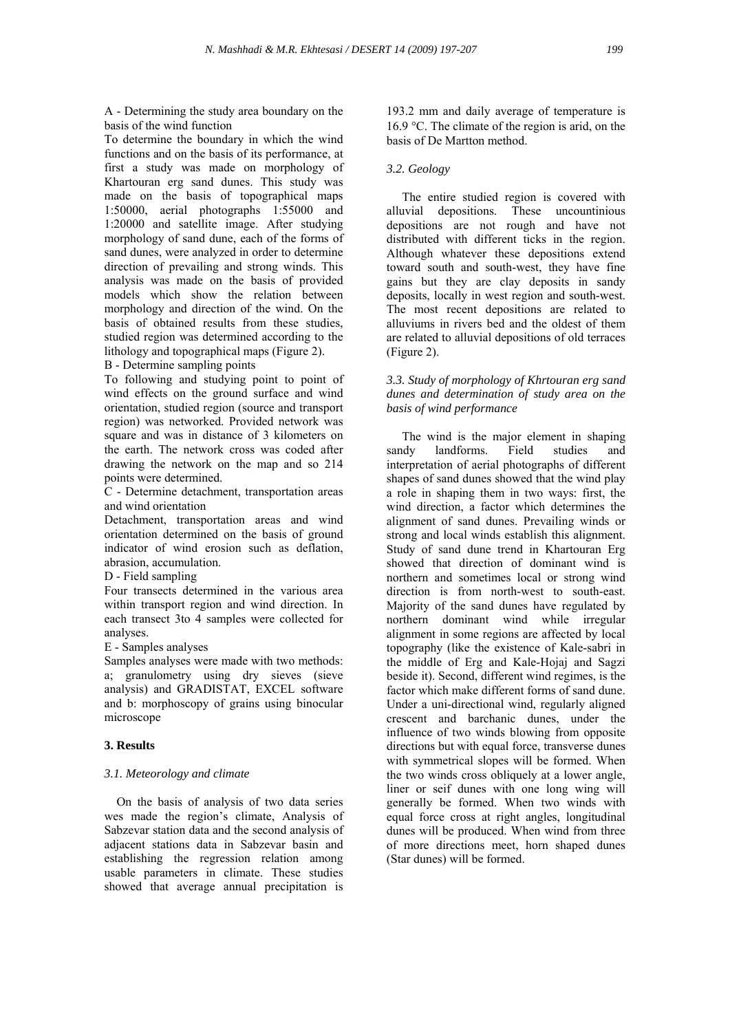A - Determining the study area boundary on the basis of the wind function

To determine the boundary in which the wind functions and on the basis of its performance, at first a study was made on morphology of Khartouran erg sand dunes. This study was made on the basis of topographical maps 1:50000, aerial photographs 1:55000 and 1:20000 and satellite image. After studying morphology of sand dune, each of the forms of sand dunes, were analyzed in order to determine direction of prevailing and strong winds. This analysis was made on the basis of provided models which show the relation between morphology and direction of the wind. On the basis of obtained results from these studies, studied region was determined according to the lithology and topographical maps (Figure 2).

B - Determine sampling points

To following and studying point to point of wind effects on the ground surface and wind orientation, studied region (source and transport region) was networked. Provided network was square and was in distance of 3 kilometers on the earth. The network cross was coded after drawing the network on the map and so 214 points were determined.

C - Determine detachment, transportation areas and wind orientation

Detachment, transportation areas and wind orientation determined on the basis of ground indicator of wind erosion such as deflation, abrasion, accumulation.

D - Field sampling

Four transects determined in the various area within transport region and wind direction. In each transect 3to 4 samples were collected for analyses.

E - Samples analyses

Samples analyses were made with two methods: a; granulometry using dry sieves (sieve analysis) and GRADISTAT, EXCEL software and b: morphoscopy of grains using binocular microscope

## 3. Results

### *3.1. Meteorology and climate*

On the basis of analysis of two data series wes made the region's climate, Analysis of Sabzevar station data and the second analysis of adjacent stations data in Sabzevar basin and establishing the regression relation among usable parameters in climate. These studies showed that average annual precipitation is 193.2 mm and daily average of temperature is 16.9 °C. The climate of the region is arid, on the basis of De Martton method.

### *3.2. Geology*

The entire studied region is covered with alluvial depositions. These uncountinious depositions are not rough and have not distributed with different ticks in the region. Although whatever these depositions extend toward south and south-west, they have fine gains but they are clay deposits in sandy deposits, locally in west region and south-west. The most recent depositions are related to alluviums in rivers bed and the oldest of them are related to alluvial depositions of old terraces (Figure 2).

### *3.3. Study of morphology of Khrtouran erg sand dunes and determination of study area on the basis of wind performance*

The wind is the major element in shaping sandy landforms. Field studies and interpretation of aerial photographs of different shapes of sand dunes showed that the wind play a role in shaping them in two ways: first, the wind direction, a factor which determines the alignment of sand dunes. Prevailing winds or strong and local winds establish this alignment. Study of sand dune trend in Khartouran Erg showed that direction of dominant wind is northern and sometimes local or strong wind direction is from north-west to south-east. Majority of the sand dunes have regulated by northern dominant wind while irregular alignment in some regions are affected by local topography (like the existence of Kale-sabri in the middle of Erg and Kale-Hojaj and Sagzi beside it). Second, different wind regimes, is the factor which make different forms of sand dune. Under a uni-directional wind, regularly aligned crescent and barchanic dunes, under the influence of two winds blowing from opposite directions but with equal force, transverse dunes with symmetrical slopes will be formed. When the two winds cross obliquely at a lower angle, liner or seif dunes with one long wing will generally be formed. When two winds with equal force cross at right angles, longitudinal dunes will be produced. When wind from three of more directions meet, horn shaped dunes (Star dunes) will be formed.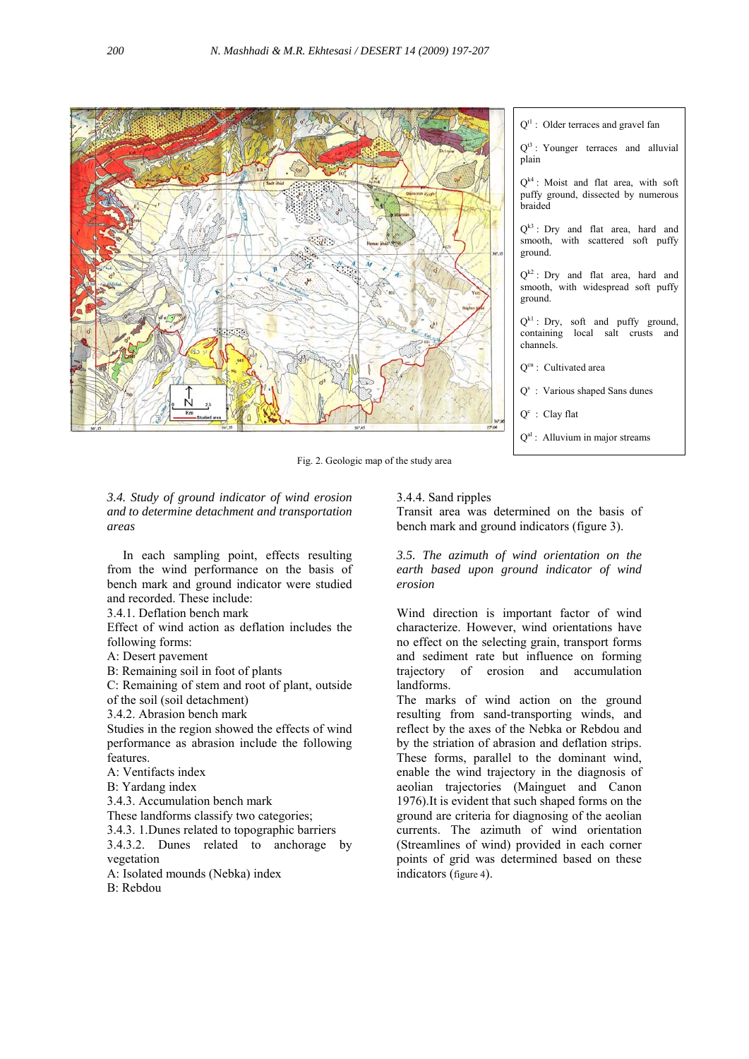$Q^{t1}$ : Older terraces and gravel fan

$Q^{t3}$ : Younger terraces and alluvial plain

$Q^{k4}$ : Moist and flat area, with soft puffy ground, dissected by numerous braided

$Q^{k3}$ : Dry and flat area, hard and smooth, with scattered soft puffy ground.

$Q^{k2}$ : Dry and flat area, hard and smooth, with widespread soft puffy ground.

$Q^{k1}$ : Dry, soft and puffy ground, containing local salt crusts and channels.

$Q^{cu}$ : Cultivated area

$Q^{s}$ : Various shaped Sans dunes

$Q^{c}$ : Clay flat

$Q^{al}$ : Alluvium in major streams

Fig. 2. Geologic map of the study area

*3.4. Study of ground indicator of wind erosion and to determine detachment and transportation areas*

In each sampling point, effects resulting from the wind performance on the basis of bench mark and ground indicator were studied and recorded. These include:

3.4.1. Deflation bench mark

Effect of wind action as deflation includes the following forms:

A: Desert pavement

B: Remaining soil in foot of plants

C: Remaining of stem and root of plant, outside of the soil (soil detachment)

3.4.2. Abrasion bench mark

Studies in the region showed the effects of wind performance as abrasion include the following features.

A: Ventifacts index

B: Yardang index

3.4.3. Accumulation bench mark

These landforms classify two categories;

3.4.3. 1.Dunes related to topographic barriers

3.4.3.2. Dunes related to anchorage by vegetation

A: Isolated mounds (Nebka) index

B: Rebdou

3.4.4. Sand ripples

Transit area was determined on the basis of bench mark and ground indicators (figure 3).

*3.5. The azimuth of wind orientation on the earth based upon ground indicator of wind erosion*

Wind direction is important factor of wind characterize. However, wind orientations have no effect on the selecting grain, transport forms and sediment rate but influence on forming trajectory of erosion and accumulation landforms.

The marks of wind action on the ground resulting from sand-transporting winds, and reflect by the axes of the Nebka or Rebdou and by the striation of abrasion and deflation strips. These forms, parallel to the dominant wind, enable the wind trajectory in the diagnosis of aeolian trajectories (Mainguet and Canon 1976).It is evident that such shaped forms on the ground are criteria for diagnosing of the aeolian currents. The azimuth of wind orientation (Streamlines of wind) provided in each corner points of grid was determined based on these indicators (figure 4).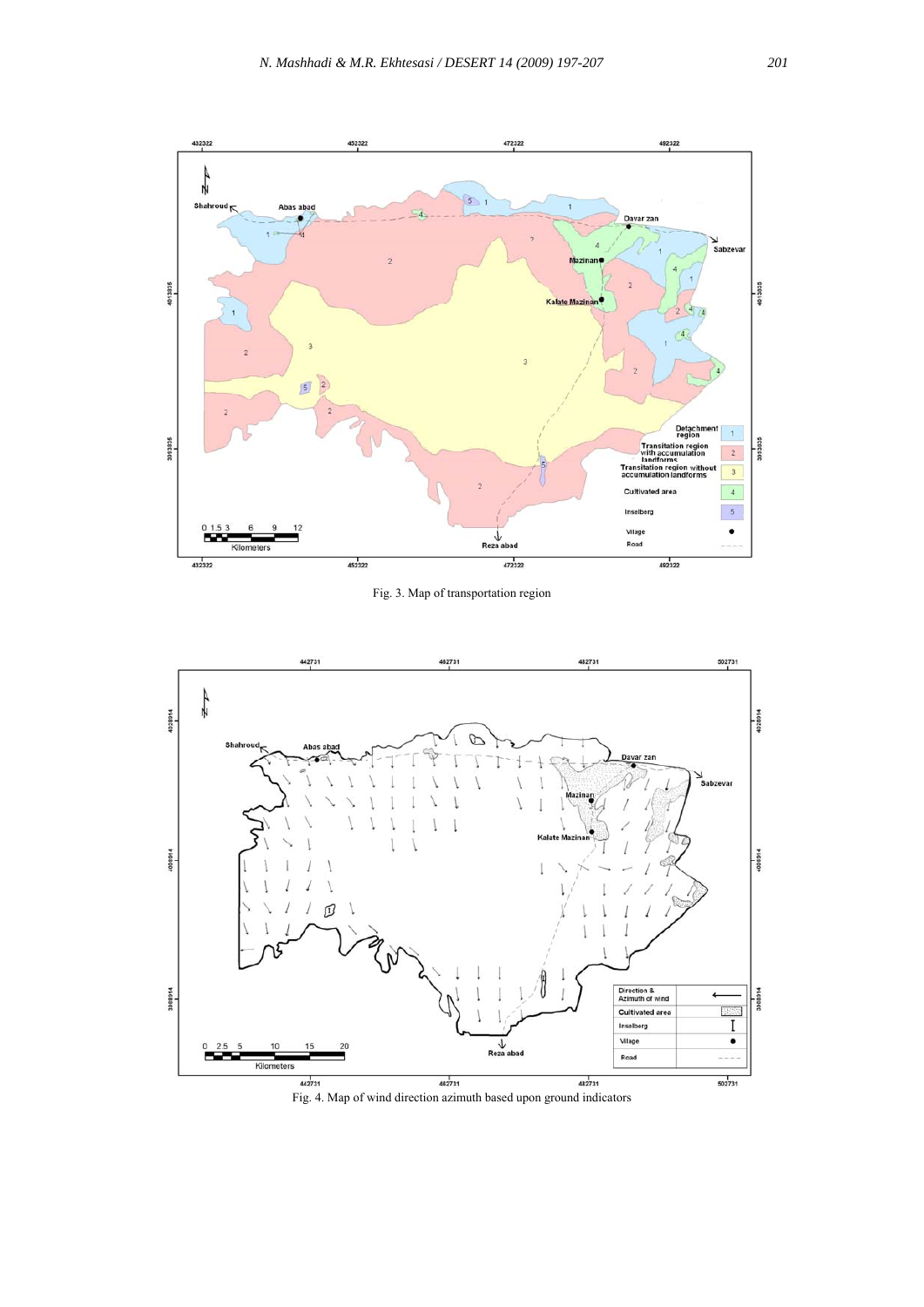Fig. 3. Map of transportation region

Fig. 4. Map of wind direction azimuth based upon ground indicators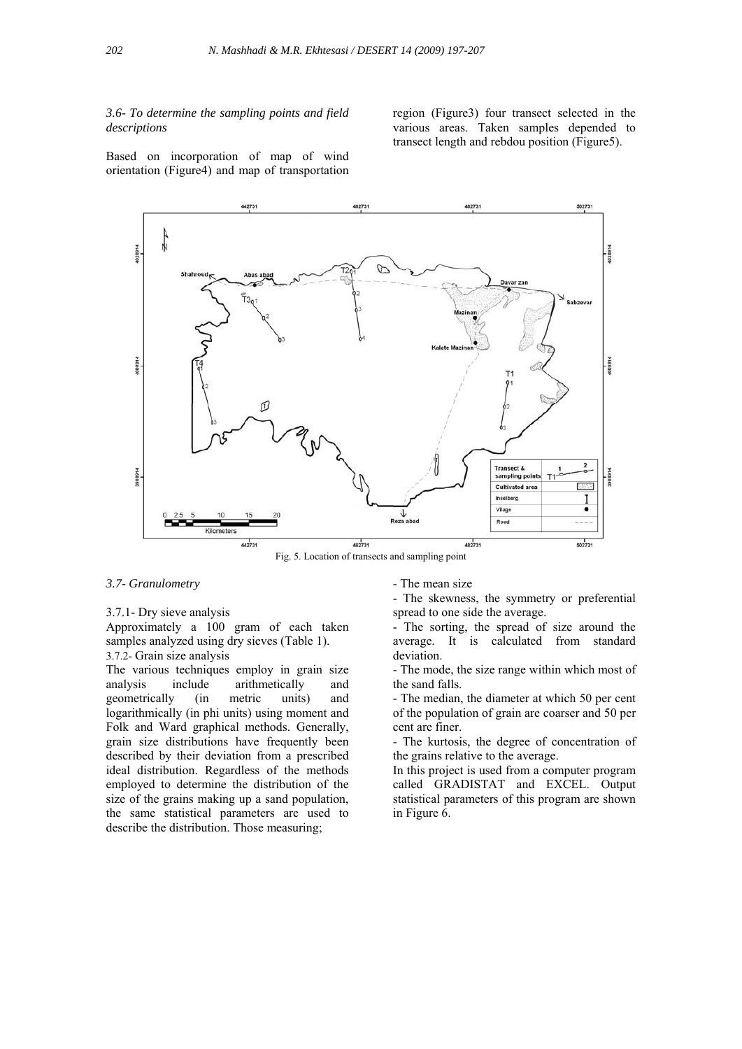### 3.6- To determine the sampling points and field descriptions

Based on incorporation of map of wind orientation (Figure4) and map of transportation region (Figure3) four transect selected in the various areas. Taken samples depended to transect length and rebdou position (Figure5).

Fig. 5. Location of transects and sampling point

### 3.7- Granulometry

3.7.1- Dry sieve analysis

Approximately a 100 gram of each taken samples analyzed using dry sieves (Table 1).

3.7.2- Grain size analysis

The various techniques employ in grain size analysis include arithmetically and geometrically (in metric units) and logarithmically (in phi units) using moment and Folk and Ward graphical methods. Generally, grain size distributions have frequently been described by their deviation from a prescribed ideal distribution. Regardless of the methods employed to determine the distribution of the size of the grains making up a sand population, the same statistical parameters are used to describe the distribution. Those measuring;

- The mean size
- The skewness, the symmetry or preferential spread to one side the average.
- The sorting, the spread of size around the average. It is calculated from standard deviation.
- The mode, the size range within which most of the sand falls.
- The median, the diameter at which 50 per cent of the population of grain are coarser and 50 per cent are finer.
- The kurtosis, the degree of concentration of the grains relative to the average.

In this project is used from a computer program called GRADISTAT and EXCEL. Output statistical parameters of this program are shown in Figure 6.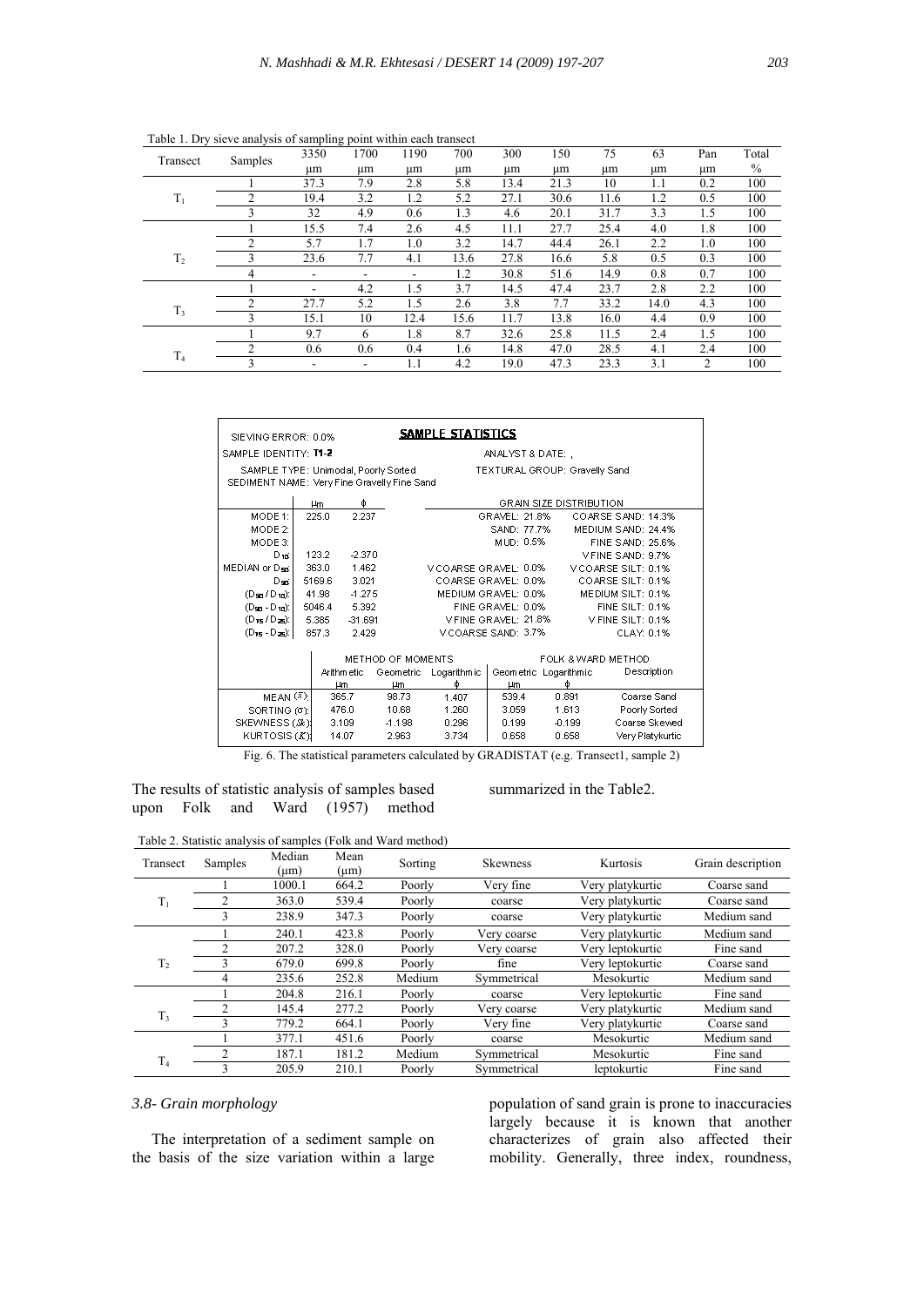Table 1. Dry sieve analysis of sampling point within each transect

| Transect | Samples | 3350 µm | 1700 µm | 1190 µm | 700 µm | 300 µm | 150 µm | 75 µm | 63 µm | Pan µm | Total % |
|---|---|---|---|---|---|---|---|---|---|---|---|
| $T_1$ | 1 | 37.3 | 7.9 | 2.8 | 5.8 | 13.4 | 21.3 | 10 | 1.1 | 0.2 | 100 |
| | 2 | 19.4 | 3.2 | 1.2 | 5.2 | 27.1 | 30.6 | 11.6 | 1.2 | 0.5 | 100 |
| | 3 | 32 | 4.9 | 0.6 | 1.3 | 4.6 | 20.1 | 31.7 | 3.3 | 1.5 | 100 |
| $T_2$ | 1 | 15.5 | 7.4 | 2.6 | 4.5 | 11.1 | 27.7 | 25.4 | 4.0 | 1.8 | 100 |
| | 2 | 5.7 | 1.7 | 1.0 | 3.2 | 14.7 | 44.4 | 26.1 | 2.2 | 1.0 | 100 |
| | 3 | 23.6 | 7.7 | 4.1 | 13.6 | 27.8 | 16.6 | 5.8 | 0.5 | 0.3 | 100 |
| | 4 | - | - | - | 1.2 | 30.8 | 51.6 | 14.9 | 0.8 | 0.7 | 100 |
| $T_3$ | 1 | - | 4.2 | 1.5 | 3.7 | 14.5 | 47.4 | 23.7 | 2.8 | 2.2 | 100 |
| | 2 | 27.7 | 5.2 | 1.5 | 2.6 | 3.8 | 7.7 | 33.2 | 14.0 | 4.3 | 100 |
| | 3 | 15.1 | 10 | 12.4 | 15.6 | 11.7 | 13.8 | 16.0 | 4.4 | 0.9 | 100 |
| $T_4$ | 1 | 9.7 | 6 | 1.8 | 8.7 | 32.6 | 25.8 | 11.5 | 2.4 | 1.5 | 100 |
| | 2 | 0.6 | 0.6 | 0.4 | 1.6 | 14.8 | 47.0 | 28.5 | 4.1 | 2.4 | 100 |
| | 3 | - | - | 1.1 | 4.2 | 19.0 | 47.3 | 23.3 | 3.1 | 2 | 100 |

**SAMPLE STATISTICS**

SIEVING ERROR: 0.0%

SAMPLE IDENTITY: T1-2 — ANALYST & DATE: ,

SAMPLE TYPE: Unimodal, Poorly Sorted — TEXTURAL GROUP: Gravelly Sand

SEDIMENT NAME: Very Fine Gravelly Fine Sand

| | µm | ϕ | GRAIN SIZE DISTRIBUTION | |
|---|---|---|---|---|
| MODE 1: | 225.0 | 2.237 | GRAVEL: 21.8% | COARSE SAND: 14.3% |
| MODE 2: | | | SAND: 77.7% | MEDIUM SAND: 24.4% |
| MODE 3: | | | MUD: 0.5% | FINE SAND: 25.6% |
| $D_{10}$: | 123.2 | -2.370 | | V FINE SAND: 9.7% |
| MEDIAN or $D_{50}$: | 363.0 | 1.462 | V COARSE GRAVEL: 0.0% | V COARSE SILT: 0.1% |
| $D_{90}$: | 5169.6 | 3.021 | COARSE GRAVEL: 0.0% | COARSE SILT: 0.1% |
| $(D_{90} / D_{10})$: | 41.98 | -1.275 | MEDIUM GRAVEL: 0.0% | MEDIUM SILT: 0.1% |
| $(D_{90} - D_{10})$: | 5046.4 | 5.392 | FINE GRAVEL: 0.0% | FINE SILT: 0.1% |
| $(D_{75} / D_{25})$: | 5.385 | -31.691 | V FINE GRAVEL: 21.8% | V FINE SILT: 0.1% |
| $(D_{75} - D_{25})$: | 857.3 | 2.429 | V COARSE SAND: 3.7% | CLAY: 0.1% |

| | METHOD OF MOMENTS | | | FOLK & WARD METHOD | | |
|---|---|---|---|---|---|---|
| | Arithmetic µm | Geometric µm | Logarithmic ϕ | Geometric µm | Logarithmic ϕ | Description |
| MEAN ($\bar{x}$): | 365.7 | 98.73 | 1.407 | 539.4 | 0.891 | Coarse Sand |
| SORTING ($\sigma$): | 476.0 | 10.68 | 1.260 | 3.059 | 1.613 | Poorly Sorted |
| SKEWNESS ($Sk$): | 3.109 | -1.198 | 0.296 | 0.199 | -0.199 | Coarse Skewed |
| KURTOSIS ($K$): | 14.07 | 2.963 | 3.734 | 0.658 | 0.658 | Very Platykurtic |

Fig. 6. The statistical parameters calculated by GRADISTAT (e.g. Transect1, sample 2)

The results of statistic analysis of samples based upon Folk and Ward (1957) method summarized in the Table2.

Table 2. Statistic analysis of samples (Folk and Ward method)

| Transect | Samples | Median (µm) | Mean (µm) | Sorting | Skewness | Kurtosis | Grain description |
|---|---|---|---|---|---|---|---|
| $T_1$ | 1 | 1000.1 | 664.2 | Poorly | Very fine | Very platykurtic | Coarse sand |
| | 2 | 363.0 | 539.4 | Poorly | coarse | Very platykurtic | Coarse sand |
| | 3 | 238.9 | 347.3 | Poorly | coarse | Very platykurtic | Medium sand |
| $T_2$ | 1 | 240.1 | 423.8 | Poorly | Very coarse | Very platykurtic | Medium sand |
| | 2 | 207.2 | 328.0 | Poorly | Very coarse | Very leptokurtic | Fine sand |
| | 3 | 679.0 | 699.8 | Poorly | fine | Very leptokurtic | Coarse sand |
| | 4 | 235.6 | 252.8 | Medium | Symmetrical | Mesokurtic | Medium sand |
| $T_3$ | 1 | 204.8 | 216.1 | Poorly | coarse | Very leptokurtic | Fine sand |
| | 2 | 145.4 | 277.2 | Poorly | Very coarse | Very platykurtic | Medium sand |
| | 3 | 779.2 | 664.1 | Poorly | Very fine | Very platykurtic | Coarse sand |
| $T_4$ | 1 | 377.1 | 451.6 | Poorly | coarse | Mesokurtic | Medium sand |
| | 2 | 187.1 | 181.2 | Medium | Symmetrical | Mesokurtic | Fine sand |
| | 3 | 205.9 | 210.1 | Poorly | Symmetrical | leptokurtic | Fine sand |

### *3.8- Grain morphology*

The interpretation of a sediment sample on the basis of the size variation within a large population of sand grain is prone to inaccuracies largely because it is known that another characterizes of grain also affected their mobility. Generally, three index, roundness,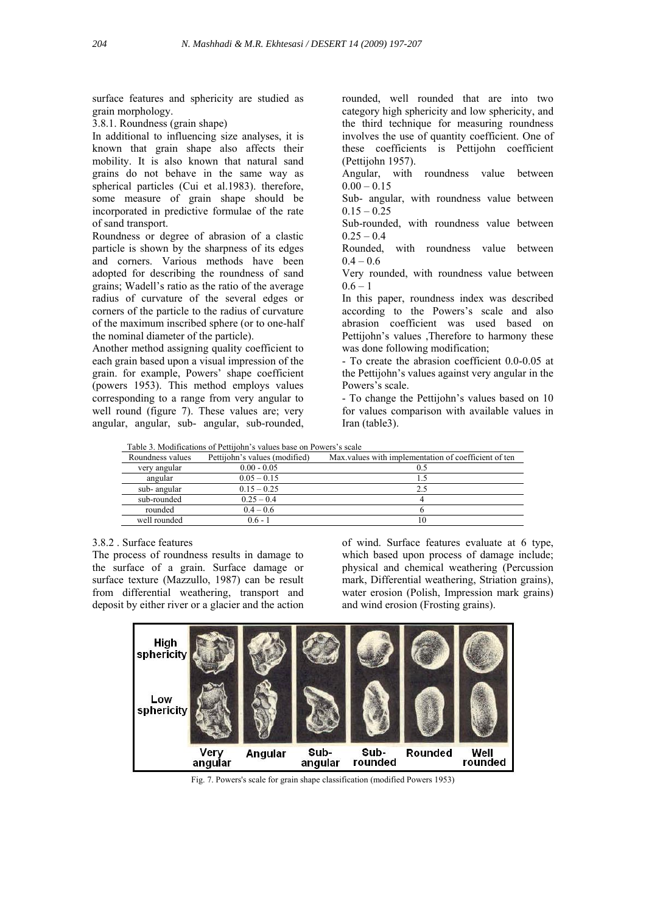surface features and sphericity are studied as grain morphology.

3.8.1. Roundness (grain shape)

In additional to influencing size analyses, it is known that grain shape also affects their mobility. It is also known that natural sand grains do not behave in the same way as spherical particles (Cui et al.1983). therefore, some measure of grain shape should be incorporated in predictive formulae of the rate of sand transport.

Roundness or degree of abrasion of a clastic particle is shown by the sharpness of its edges and corners. Various methods have been adopted for describing the roundness of sand grains; Wadell's ratio as the ratio of the average radius of curvature of the several edges or corners of the particle to the radius of curvature of the maximum inscribed sphere (or to one-half the nominal diameter of the particle).

Another method assigning quality coefficient to each grain based upon a visual impression of the grain. for example, Powers' shape coefficient (powers 1953). This method employs values corresponding to a range from very angular to well round (figure 7). These values are; very angular, angular, sub- angular, sub-rounded, rounded, well rounded that are into two category high sphericity and low sphericity, and the third technique for measuring roundness involves the use of quantity coefficient. One of these coefficients is Pettijohn coefficient (Pettijohn 1957).

Angular, with roundness value between 0.00 – 0.15

Sub- angular, with roundness value between 0.15 – 0.25

Sub-rounded, with roundness value between 0.25 – 0.4

Rounded, with roundness value between 0.4 – 0.6

Very rounded, with roundness value between 0.6 – 1

In this paper, roundness index was described according to the Powers's scale and also abrasion coefficient was used based on Pettijohn's values ,Therefore to harmony these was done following modification;

- To create the abrasion coefficient 0.0-0.05 at the Pettijohn's values against very angular in the Powers's scale.
- To change the Pettijohn's values based on 10 for values comparison with available values in Iran (table3).

Table 3. Modifications of Pettijohn's values base on Powers's scale

| Roundness values | Pettijohn's values (modified) | Max.values with implementation of coefficient of ten |
|---|---|---|
| very angular | 0.00 - 0.05 | 0.5 |
| angular | 0.05 – 0.15 | 1.5 |
| sub- angular | 0.15 – 0.25 | 2.5 |
| sub-rounded | 0.25 – 0.4 | 4 |
| rounded | 0.4 – 0.6 | 6 |
| well rounded | 0.6 - 1 | 10 |

3.8.2 . Surface features

The process of roundness results in damage to the surface of a grain. Surface damage or surface texture (Mazzullo, 1987) can be result from differential weathering, transport and deposit by either river or a glacier and the action of wind. Surface features evaluate at 6 type, which based upon process of damage include; physical and chemical weathering (Percussion mark, Differential weathering, Striation grains), water erosion (Polish, Impression mark grains) and wind erosion (Frosting grains).

Fig. 7. Powers's scale for grain shape classification (modified Powers 1953)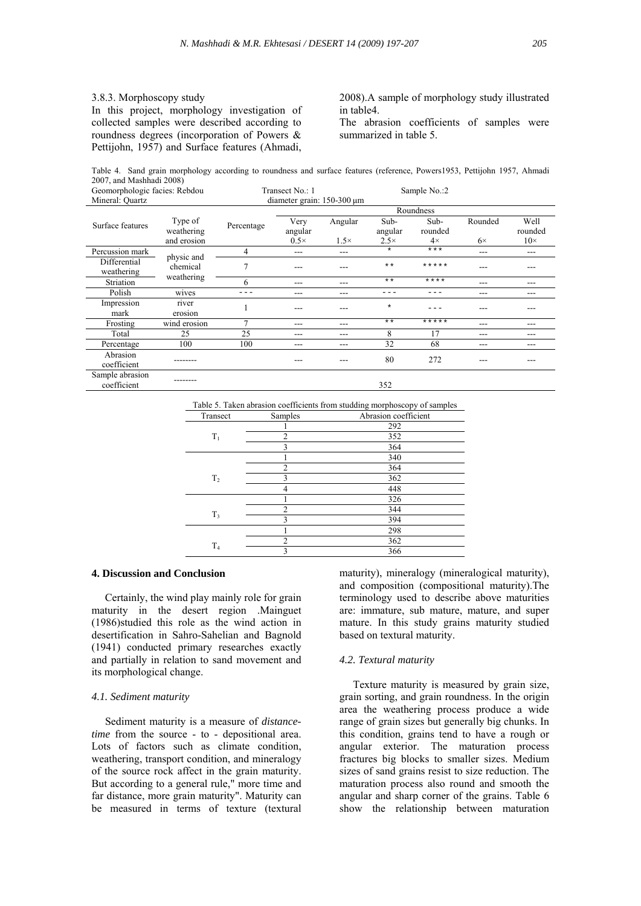### 3.8.3. Morphoscopy study

In this project, morphology investigation of collected samples were described according to roundness degrees (incorporation of Powers & Pettijohn, 1957) and Surface features (Ahmadi, 2008).A sample of morphology study illustrated in table4.

The abrasion coefficients of samples were summarized in table 5.

Table 4. Sand grain morphology according to roundness and surface features (reference, Powers1953, Pettijohn 1957, Ahmadi 2007, and Mashhadi 2008)

Geomorphologic facies: Rebdou | Transect No.: 1 | Sample No.:2

Mineral: Quartz | diameter grain: 150-300 μm

| Surface features | Type of weathering and erosion | Percentage | Roundness | | | | | |
|---|---|---|---|---|---|---|---|---|
| | | | Very angular 0.5× | Angular 1.5× | Sub-angular 2.5× | Sub-rounded 4× | Rounded 6× | Well rounded 10× |
| Percussion mark | physic and chemical weathering | 4 | --- | --- | * | *** | --- | --- |
| Differential weathering | | 7 | --- | --- | ** | ***** | --- | --- |
| Striation | | 6 | --- | --- | ** | **** | --- | --- |
| Polish | wives | - - - | --- | --- | - - - | - - - | --- | --- |
| Impression mark | river erosion | 1 | --- | --- | * | - - - | --- | --- |
| Frosting | wind erosion | 7 | --- | --- | ** | ***** | --- | --- |
| Total | 25 | 25 | --- | --- | 8 | 17 | --- | --- |
| Percentage | 100 | 100 | --- | --- | 32 | 68 | --- | --- |
| Abrasion coefficient | -------- | | --- | --- | 80 | 272 | --- | --- |
| Sample abrasion coefficient | -------- | | 352 | | | | | |

Table 5. Taken abrasion coefficients from studding morphoscopy of samples

| Transect | Samples | Abrasion coefficient |
|---|---|---|
| $T_1$ | 1 | 292 |
| | 2 | 352 |
| | 3 | 364 |
| $T_2$ | 1 | 340 |
| | 2 | 364 |
| | 3 | 362 |
| | 4 | 448 |
| $T_3$ | 1 | 326 |
| | 2 | 344 |
| | 3 | 394 |
| $T_4$ | 1 | 298 |
| | 2 | 362 |
| | 3 | 366 |

## 4. Discussion and Conclusion

Certainly, the wind play mainly role for grain maturity in the desert region .Mainguet (1986)studied this role as the wind action in desertification in Sahro-Sahelian and Bagnold (1941) conducted primary researches exactly and partially in relation to sand movement and its morphological change.

### 4.1. Sediment maturity

Sediment maturity is a measure of *distance-time* from the source - to - depositional area. Lots of factors such as climate condition, weathering, transport condition, and mineralogy of the source rock affect in the grain maturity. But according to a general rule," more time and far distance, more grain maturity". Maturity can be measured in terms of texture (textural maturity), mineralogy (mineralogical maturity), and composition (compositional maturity).The terminology used to describe above maturities are: immature, sub mature, mature, and super mature. In this study grains maturity studied based on textural maturity.

### 4.2. Textural maturity

Texture maturity is measured by grain size, grain sorting, and grain roundness. In the origin area the weathering process produce a wide range of grain sizes but generally big chunks. In this condition, grains tend to have a rough or angular exterior. The maturation process fractures big blocks to smaller sizes. Medium sizes of sand grains resist to size reduction. The maturation process also round and smooth the angular and sharp corner of the grains. Table 6 show the relationship between maturation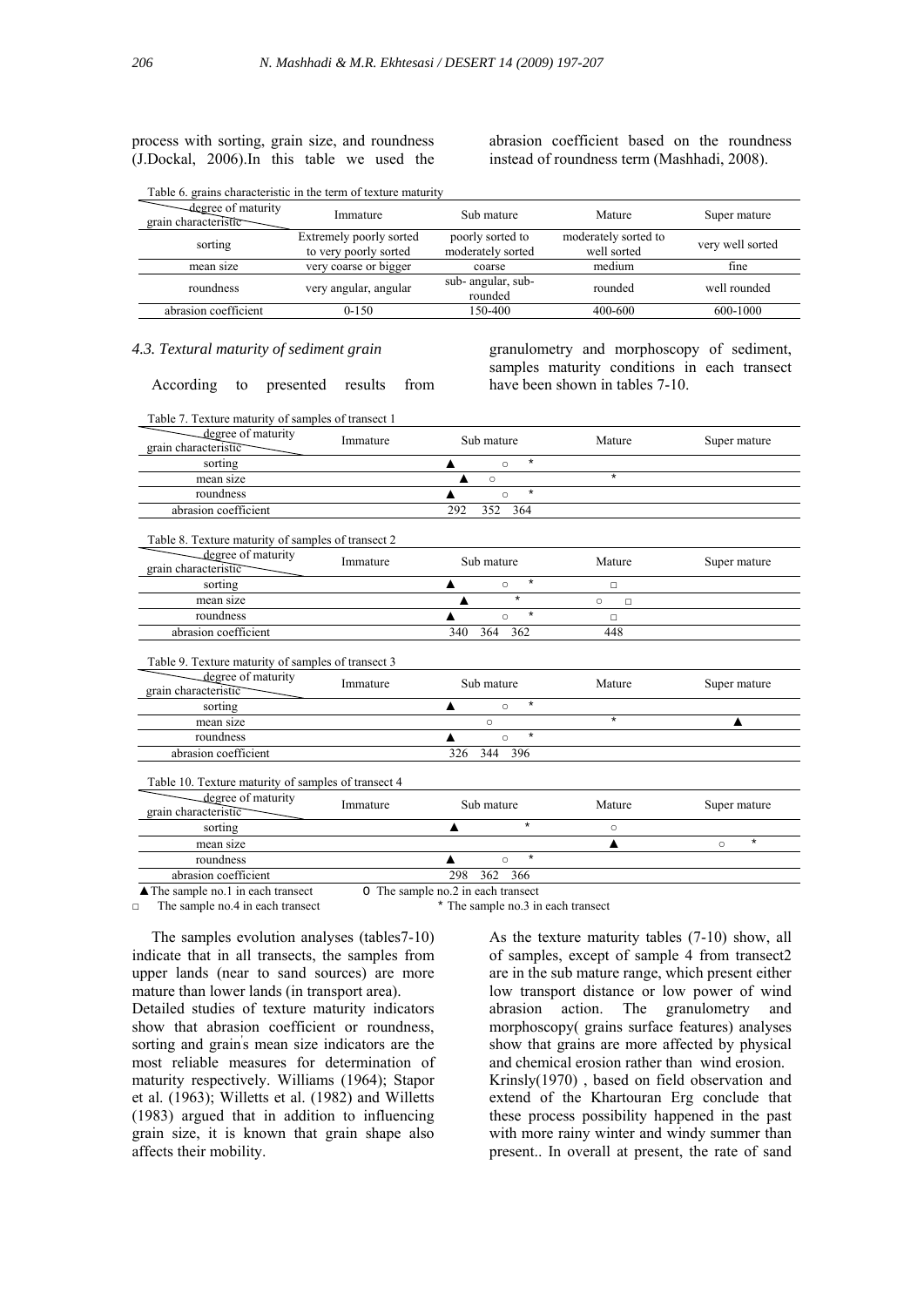process with sorting, grain size, and roundness (J.Dockal, 2006).In this table we used the abrasion coefficient based on the roundness instead of roundness term (Mashhadi, 2008).

Table 6. grains characteristic in the term of texture maturity

| degree of maturity / grain characteristic | Immature | Sub mature | Mature | Super mature |
|---|---|---|---|---|
| sorting | Extremely poorly sorted to very poorly sorted | poorly sorted to moderately sorted | moderately sorted to well sorted | very well sorted |
| mean size | very coarse or bigger | coarse | medium | fine |
| roundness | very angular, angular | sub- angular, sub-rounded | rounded | well rounded |
| abrasion coefficient | 0-150 | 150-400 | 400-600 | 600-1000 |

### 4.3. Textural maturity of sediment grain

According to presented results from granulometry and morphoscopy of sediment, samples maturity conditions in each transect have been shown in tables 7-10.

Table 7. Texture maturity of samples of transect 1

| degree of maturity / grain characteristic | Immature | Sub mature | Mature | Super mature |
|---|---|---|---|---|
| sorting | | ▲ ○ * | | |
| mean size | | ▲ ○ | * | |
| roundness | | ▲ ○ * | | |
| abrasion coefficient | | 292 352 364 | | |

Table 8. Texture maturity of samples of transect 2

| degree of maturity / grain characteristic | Immature | Sub mature | Mature | Super mature |
|---|---|---|---|---|
| sorting | | ▲ ○ * | □ | |
| mean size | | ▲ * | ○ □ | |
| roundness | | ▲ ○ * | □ | |
| abrasion coefficient | | 340 364 362 | 448 | |

Table 9. Texture maturity of samples of transect 3

| degree of maturity / grain characteristic | Immature | Sub mature | Mature | Super mature |
|---|---|---|---|---|
| sorting | | ▲ ○ * | | |
| mean size | | ○ | * | ▲ |
| roundness | | ▲ ○ * | | |
| abrasion coefficient | | 326 344 396 | | |

Table 10. Texture maturity of samples of transect 4

| degree of maturity / grain characteristic | Immature | Sub mature | Mature | Super mature |
|---|---|---|---|---|
| sorting | | ▲ * | ○ | |
| mean size | | | ▲ | ○ * |
| roundness | | ▲ ○ * | | |
| abrasion coefficient | | 298 362 366 | | |

▲ The sample no.1 in each transect  O The sample no.2 in each transect
□ The sample no.4 in each transect  * The sample no.3 in each transect

The samples evolution analyses (tables7-10) indicate that in all transects, the samples from upper lands (near to sand sources) are more mature than lower lands (in transport area).
Detailed studies of texture maturity indicators show that abrasion coefficient or roundness, sorting and grain's mean size indicators are the most reliable measures for determination of maturity respectively. Williams (1964); Stapor et al. (1963); Willetts et al. (1982) and Willetts (1983) argued that in addition to influencing grain size, it is known that grain shape also affects their mobility.

As the texture maturity tables (7-10) show, all of samples, except of sample 4 from transect2 are in the sub mature range, which present either low transport distance or low power of wind abrasion action. The granulometry and morphoscopy( grains surface features) analyses show that grains are more affected by physical and chemical erosion rather than wind erosion.
Krinsly(1970) , based on field observation and extend of the Khartouran Erg conclude that these process possibility happened in the past with more rainy winter and windy summer than present.. In overall at present, the rate of sand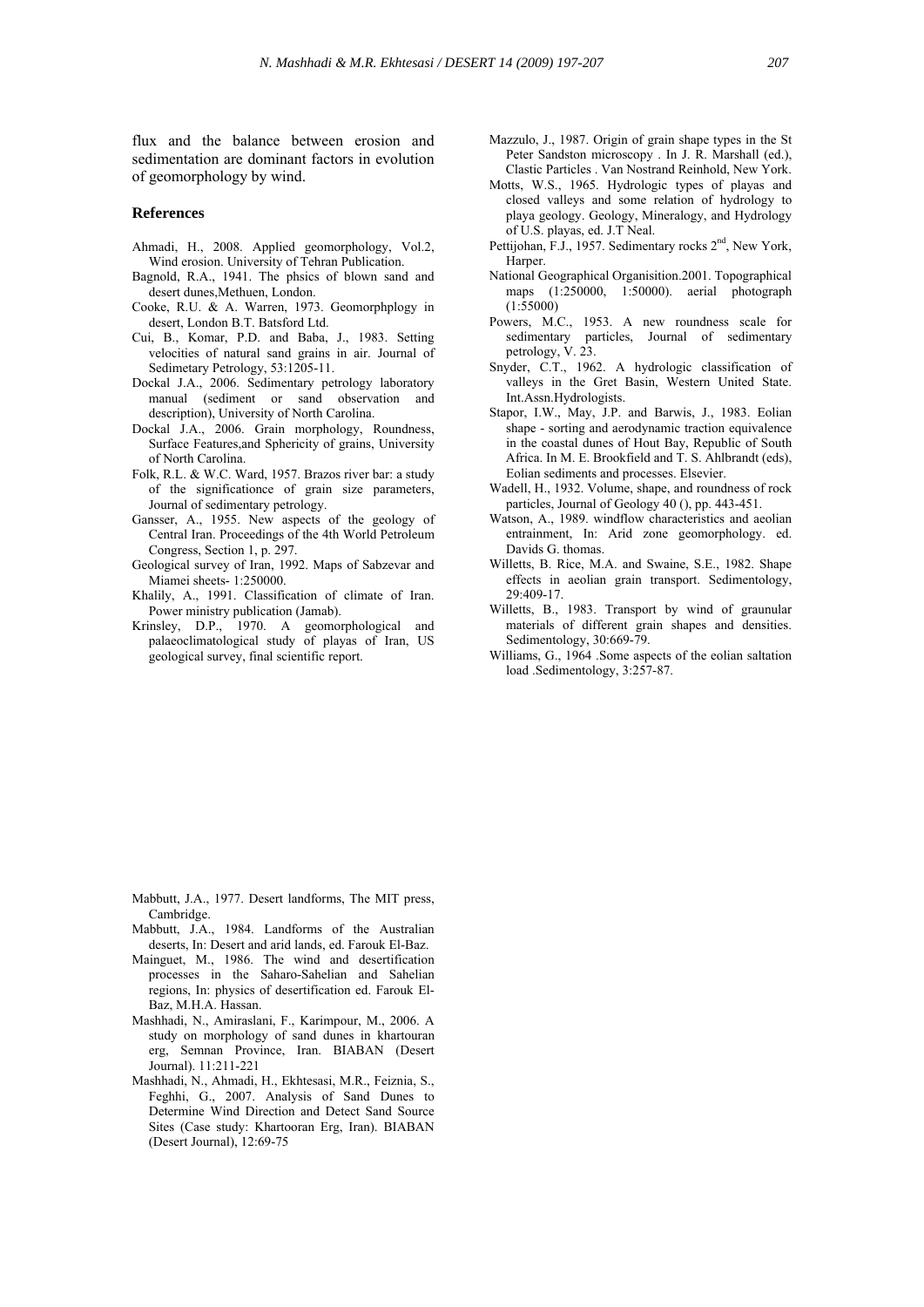flux and the balance between erosion and sedimentation are dominant factors in evolution of geomorphology by wind.

## References

Ahmadi, H., 2008. Applied geomorphology, Vol.2, Wind erosion. University of Tehran Publication.

Bagnold, R.A., 1941. The phsics of blown sand and desert dunes,Methuen, London.

Cooke, R.U. & A. Warren, 1973. Geomorphplogy in desert, London B.T. Batsford Ltd.

Cui, B., Komar, P.D. and Baba, J., 1983. Setting velocities of natural sand grains in air. Journal of Sedimetary Petrology, 53:1205-11.

Dockal J.A., 2006. Sedimentary petrology laboratory manual (sediment or sand observation and description), University of North Carolina.

Dockal J.A., 2006. Grain morphology, Roundness, Surface Features,and Sphericity of grains, University of North Carolina.

Folk, R.L. & W.C. Ward, 1957. Brazos river bar: a study of the significationce of grain size parameters, Journal of sedimentary petrology.

Gansser, A., 1955. New aspects of the geology of Central Iran. Proceedings of the 4th World Petroleum Congress, Section 1, p. 297.

Geological survey of Iran, 1992. Maps of Sabzevar and Miamei sheets- 1:250000.

Khalily, A., 1991. Classification of climate of Iran. Power ministry publication (Jamab).

Krinsley, D.P., 1970. A geomorphological and palaeoclimatological study of playas of Iran, US geological survey, final scientific report.

Mabbutt, J.A., 1977. Desert landforms, The MIT press, Cambridge.

Mabbutt, J.A., 1984. Landforms of the Australian deserts, In: Desert and arid lands, ed. Farouk El-Baz.

Mainguet, M., 1986. The wind and desertification processes in the Saharo-Sahelian and Sahelian regions, In: physics of desertification ed. Farouk El-Baz, M.H.A. Hassan.

Mashhadi, N., Amiraslani, F., Karimpour, M., 2006. A study on morphology of sand dunes in khartouran erg, Semnan Province, Iran. BIABAN (Desert Journal). 11:211-221

Mashhadi, N., Ahmadi, H., Ekhtesasi, M.R., Feiznia, S., Feghhi, G., 2007. Analysis of Sand Dunes to Determine Wind Direction and Detect Sand Source Sites (Case study: Khartooran Erg, Iran). BIABAN (Desert Journal), 12:69-75

Mazzulo, J., 1987. Origin of grain shape types in the St Peter Sandston microscopy . In J. R. Marshall (ed.), Clastic Particles . Van Nostrand Reinhold, New York.

Motts, W.S., 1965. Hydrologic types of playas and closed valleys and some relation of hydrology to playa geology. Geology, Mineralogy, and Hydrology of U.S. playas, ed. J.T Neal.

Pettijohan, F.J., 1957. Sedimentary rocks 2nd, New York, Harper.

National Geographical Organisition.2001. Topographical maps (1:250000, 1:50000). aerial photograph (1:55000)

Powers, M.C., 1953. A new roundness scale for sedimentary particles, Journal of sedimentary petrology, V. 23.

Snyder, C.T., 1962. A hydrologic classification of valleys in the Gret Basin, Western United State. Int.Assn.Hydrologists.

Stapor, I.W., May, J.P. and Barwis, J., 1983. Eolian shape - sorting and aerodynamic traction equivalence in the coastal dunes of Hout Bay, Republic of South Africa. In M. E. Brookfield and T. S. Ahlbrandt (eds), Eolian sediments and processes. Elsevier.

Wadell, H., 1932. Volume, shape, and roundness of rock particles, Journal of Geology 40 (), pp. 443-451.

Watson, A., 1989. windflow characteristics and aeolian entrainment, In: Arid zone geomorphology. ed. Davids G. thomas.

Willetts, B. Rice, M.A. and Swaine, S.E., 1982. Shape effects in aeolian grain transport. Sedimentology, 29:409-17.

Willetts, B., 1983. Transport by wind of graunular materials of different grain shapes and densities. Sedimentology, 30:669-79.

Williams, G., 1964 .Some aspects of the eolian saltation load .Sedimentology, 3:257-87.